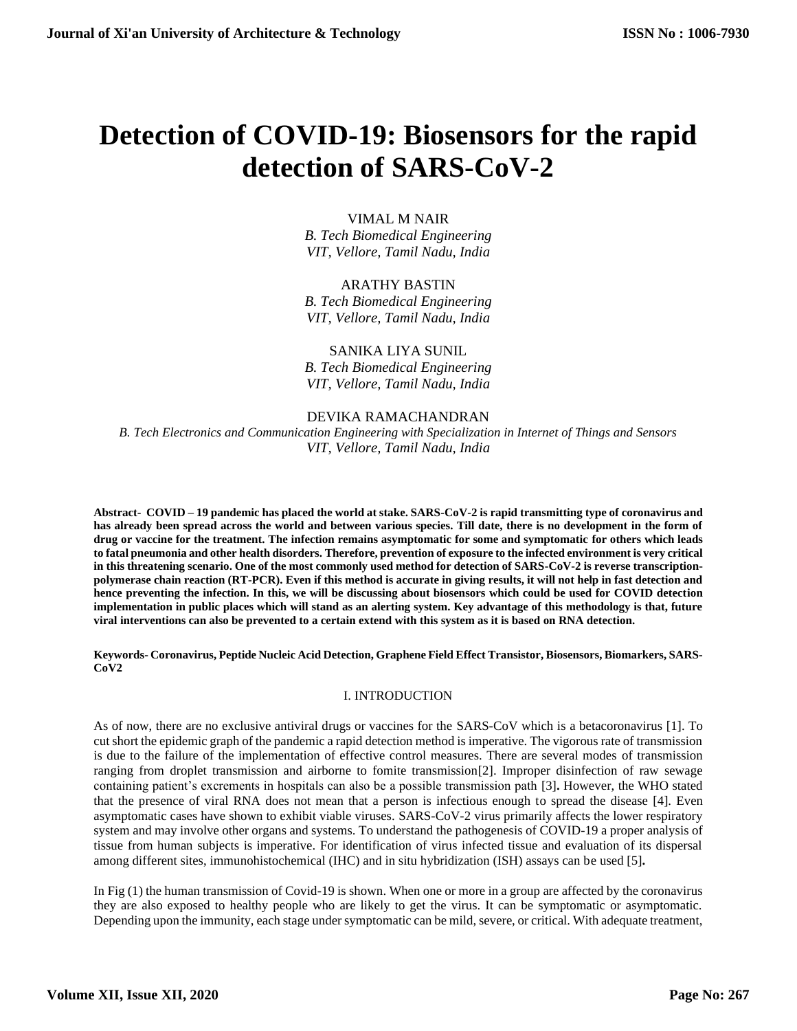# Detection of COVID-19: Biosensors for the rapid detection of SARS-CoV-2

VIMAL M NAIR
*B. Tech Biomedical Engineering*
*VIT, Vellore, Tamil Nadu, India*

ARATHY BASTIN
*B. Tech Biomedical Engineering*
*VIT, Vellore, Tamil Nadu, India*

SANIKA LIYA SUNIL
*B. Tech Biomedical Engineering*
*VIT, Vellore, Tamil Nadu, India*

DEVIKA RAMACHANDRAN
*B. Tech Electronics and Communication Engineering with Specialization in Internet of Things and Sensors*
*VIT, Vellore, Tamil Nadu, India*

**Abstract- COVID – 19 pandemic has placed the world at stake. SARS-CoV-2 is rapid transmitting type of coronavirus and has already been spread across the world and between various species. Till date, there is no development in the form of drug or vaccine for the treatment. The infection remains asymptomatic for some and symptomatic for others which leads to fatal pneumonia and other health disorders. Therefore, prevention of exposure to the infected environment is very critical in this threatening scenario. One of the most commonly used method for detection of SARS-CoV-2 is reverse transcription-polymerase chain reaction (RT-PCR). Even if this method is accurate in giving results, it will not help in fast detection and hence preventing the infection. In this, we will be discussing about biosensors which could be used for COVID detection implementation in public places which will stand as an alerting system. Key advantage of this methodology is that, future viral interventions can also be prevented to a certain extend with this system as it is based on RNA detection.**

**Keywords- Coronavirus, Peptide Nucleic Acid Detection, Graphene Field Effect Transistor, Biosensors, Biomarkers, SARS-CoV2**

## I. INTRODUCTION

As of now, there are no exclusive antiviral drugs or vaccines for the SARS-CoV which is a betacoronavirus [1]. To cut short the epidemic graph of the pandemic a rapid detection method is imperative. The vigorous rate of transmission is due to the failure of the implementation of effective control measures. There are several modes of transmission ranging from droplet transmission and airborne to fomite transmission[2]. Improper disinfection of raw sewage containing patient's excrements in hospitals can also be a possible transmission path [3]**.** However, the WHO stated that the presence of viral RNA does not mean that a person is infectious enough to spread the disease [4]. Even asymptomatic cases have shown to exhibit viable viruses. SARS-CoV-2 virus primarily affects the lower respiratory system and may involve other organs and systems. To understand the pathogenesis of COVID-19 a proper analysis of tissue from human subjects is imperative. For identification of virus infected tissue and evaluation of its dispersal among different sites, immunohistochemical (IHC) and in situ hybridization (ISH) assays can be used [5]**.**

In Fig (1) the human transmission of Covid-19 is shown. When one or more in a group are affected by the coronavirus they are also exposed to healthy people who are likely to get the virus. It can be symptomatic or asymptomatic. Depending upon the immunity, each stage under symptomatic can be mild, severe, or critical. With adequate treatment,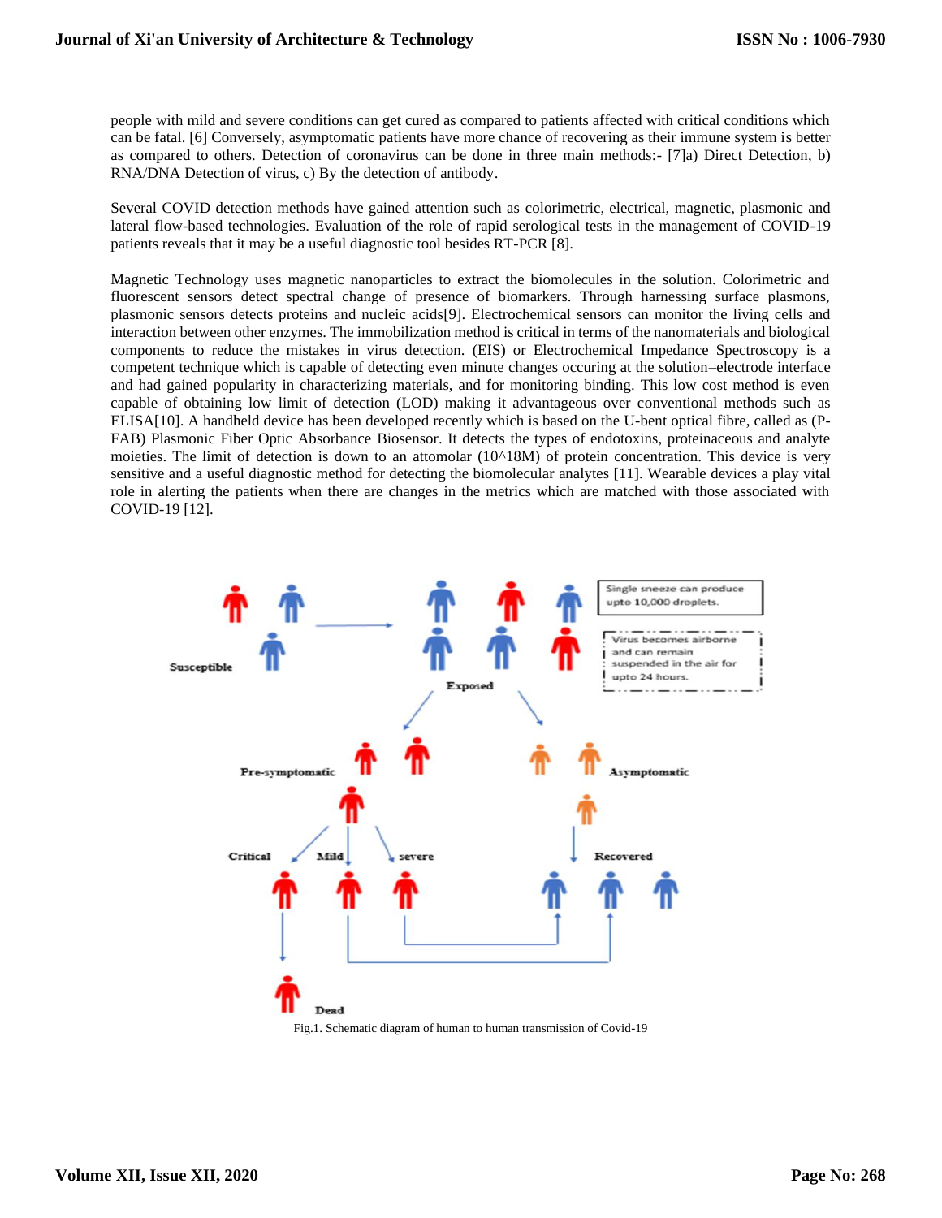people with mild and severe conditions can get cured as compared to patients affected with critical conditions which can be fatal. [6] Conversely, asymptomatic patients have more chance of recovering as their immune system is better as compared to others. Detection of coronavirus can be done in three main methods:- [7]a) Direct Detection, b) RNA/DNA Detection of virus, c) By the detection of antibody.

Several COVID detection methods have gained attention such as colorimetric, electrical, magnetic, plasmonic and lateral flow-based technologies. Evaluation of the role of rapid serological tests in the management of COVID-19 patients reveals that it may be a useful diagnostic tool besides RT-PCR [8].

Magnetic Technology uses magnetic nanoparticles to extract the biomolecules in the solution. Colorimetric and fluorescent sensors detect spectral change of presence of biomarkers. Through harnessing surface plasmons, plasmonic sensors detects proteins and nucleic acids[9]. Electrochemical sensors can monitor the living cells and interaction between other enzymes. The immobilization method is critical in terms of the nanomaterials and biological components to reduce the mistakes in virus detection. (EIS) or Electrochemical Impedance Spectroscopy is a competent technique which is capable of detecting even minute changes occuring at the solution–electrode interface and had gained popularity in characterizing materials, and for monitoring binding. This low cost method is even capable of obtaining low limit of detection (LOD) making it advantageous over conventional methods such as ELISA[10]. A handheld device has been developed recently which is based on the U-bent optical fibre, called as (P-FAB) Plasmonic Fiber Optic Absorbance Biosensor. It detects the types of endotoxins, proteinaceous and analyte moieties. The limit of detection is down to an attomolar (10^18M) of protein concentration. This device is very sensitive and a useful diagnostic method for detecting the biomolecular analytes [11]. Wearable devices a play vital role in alerting the patients when there are changes in the metrics which are matched with those associated with COVID-19 [12].

Fig.1. Schematic diagram of human to human transmission of Covid-19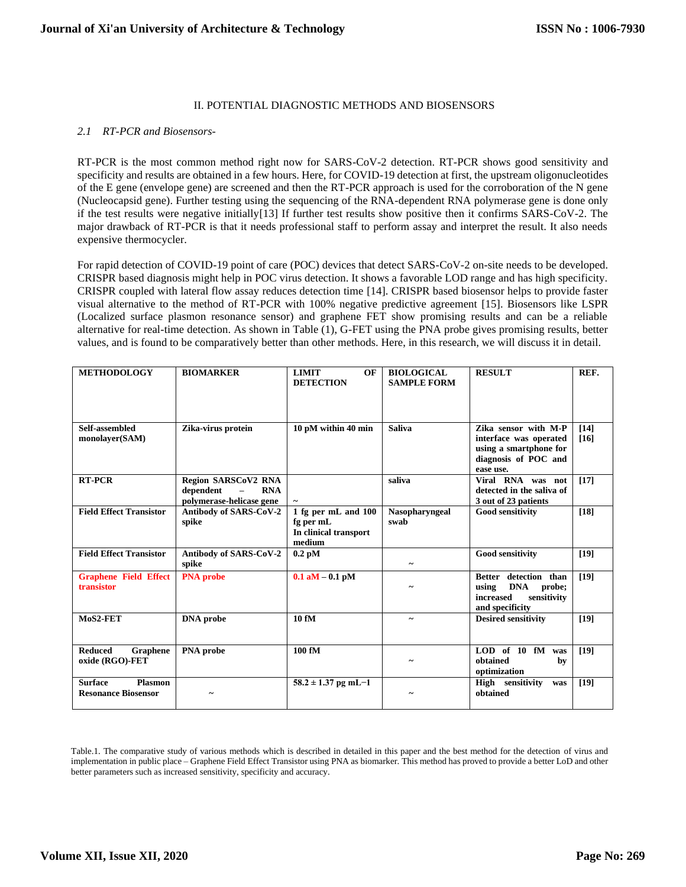## II. POTENTIAL DIAGNOSTIC METHODS AND BIOSENSORS

### *2.1 RT-PCR and Biosensors-*

RT-PCR is the most common method right now for SARS-CoV-2 detection. RT-PCR shows good sensitivity and specificity and results are obtained in a few hours. Here, for COVID-19 detection at first, the upstream oligonucleotides of the E gene (envelope gene) are screened and then the RT-PCR approach is used for the corroboration of the N gene (Nucleocapsid gene). Further testing using the sequencing of the RNA-dependent RNA polymerase gene is done only if the test results were negative initially[13] If further test results show positive then it confirms SARS-CoV-2. The major drawback of RT-PCR is that it needs professional staff to perform assay and interpret the result. It also needs expensive thermocycler.

For rapid detection of COVID-19 point of care (POC) devices that detect SARS-CoV-2 on-site needs to be developed. CRISPR based diagnosis might help in POC virus detection. It shows a favorable LOD range and has high specificity. CRISPR coupled with lateral flow assay reduces detection time [14]. CRISPR based biosensor helps to provide faster visual alternative to the method of RT-PCR with 100% negative predictive agreement [15]. Biosensors like LSPR (Localized surface plasmon resonance sensor) and graphene FET show promising results and can be a reliable alternative for real-time detection. As shown in Table (1), G-FET using the PNA probe gives promising results, better values, and is found to be comparatively better than other methods. Here, in this research, we will discuss it in detail.

| METHODOLOGY | BIOMARKER | LIMIT OF DETECTION | BIOLOGICAL SAMPLE FORM | RESULT | REF. |
|---|---|---|---|---|---|
| **Self-assembled monolayer(SAM)** | **Zika-virus protein** | **10 pM within 40 min** | **Saliva** | **Zika sensor with M-P interface was operated using a smartphone for diagnosis of POC and ease use.** | **[14] [16]** |
| **RT-PCR** | **Region SARSCoV2 RNA dependent – RNA polymerase-helicase gene** | ~ | **saliva** | **Viral RNA was not detected in the saliva of 3 out of 23 patients** | **[17]** |
| **Field Effect Transistor** | **Antibody of SARS-CoV-2 spike** | **1 fg per mL and 100 fg per mL In clinical transport medium** | **Nasopharyngeal swab** | **Good sensitivity** | **[18]** |
| **Field Effect Transistor** | **Antibody of SARS-CoV-2 spike** | **0.2 pM** | ~ | **Good sensitivity** | **[19]** |
| **Graphene Field Effect transistor** | **PNA probe** | **0.1 aM – 0.1 pM** | ~ | **Better detection than using DNA probe; increased sensitivity and specificity** | **[19]** |
| **MoS2-FET** | **DNA probe** | **10 fM** | ~ | **Desired sensitivity** | **[19]** |
| **Reduced Graphene oxide (RGO)-FET** | **PNA probe** | **100 fM** | ~ | **LOD of 10 fM was obtained by optimization** | **[19]** |
| **Surface Plasmon Resonance Biosensor** | ~ | **58.2 ± 1.37 pg mL−1** | ~ | **High sensitivity was obtained** | **[19]** |

Table.1. The comparative study of various methods which is described in detailed in this paper and the best method for the detection of virus and implementation in public place – Graphene Field Effect Transistor using PNA as biomarker. This method has proved to provide a better LoD and other better parameters such as increased sensitivity, specificity and accuracy.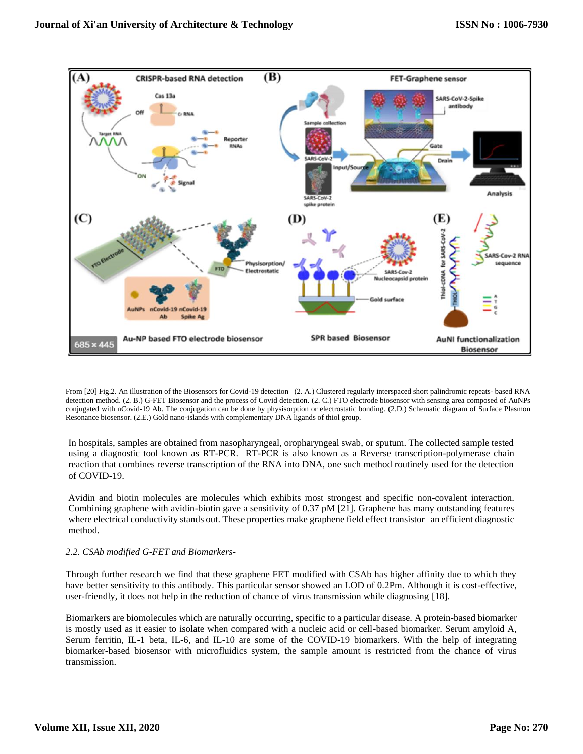From [20] Fig.2. An illustration of the Biosensors for Covid-19 detection (2. A.) Clustered regularly interspaced short palindromic repeats- based RNA detection method. (2. B.) G-FET Biosensor and the process of Covid detection. (2. C.) FTO electrode biosensor with sensing area composed of AuNPs conjugated with nCovid-19 Ab. The conjugation can be done by physisorption or electrostatic bonding. (2.D.) Schematic diagram of Surface Plasmon Resonance biosensor. (2.E.) Gold nano-islands with complementary DNA ligands of thiol group.

In hospitals, samples are obtained from nasopharyngeal, oropharyngeal swab, or sputum. The collected sample tested using a diagnostic tool known as RT-PCR. RT-PCR is also known as a Reverse transcription-polymerase chain reaction that combines reverse transcription of the RNA into DNA, one such method routinely used for the detection of COVID-19.

Avidin and biotin molecules are molecules which exhibits most strongest and specific non-covalent interaction. Combining graphene with avidin-biotin gave a sensitivity of 0.37 pM [21]. Graphene has many outstanding features where electrical conductivity stands out. These properties make graphene field effect transistor an efficient diagnostic method.

*2.2. CSAb modified G-FET and Biomarkers-*

Through further research we find that these graphene FET modified with CSAb has higher affinity due to which they have better sensitivity to this antibody. This particular sensor showed an LOD of 0.2Pm. Although it is cost-effective, user-friendly, it does not help in the reduction of chance of virus transmission while diagnosing [18].

Biomarkers are biomolecules which are naturally occurring, specific to a particular disease. A protein-based biomarker is mostly used as it easier to isolate when compared with a nucleic acid or cell-based biomarker. Serum amyloid A, Serum ferritin, IL-1 beta, IL-6, and IL-10 are some of the COVID-19 biomarkers. With the help of integrating biomarker-based biosensor with microfluidics system, the sample amount is restricted from the chance of virus transmission.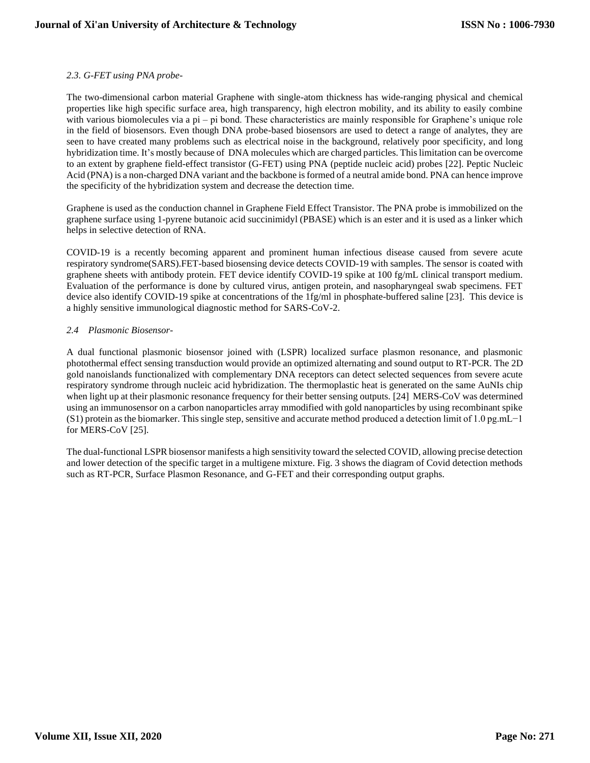### *2.3. G-FET using PNA probe-*

The two-dimensional carbon material Graphene with single-atom thickness has wide-ranging physical and chemical properties like high specific surface area, high transparency, high electron mobility, and its ability to easily combine with various biomolecules via a pi – pi bond. These characteristics are mainly responsible for Graphene's unique role in the field of biosensors. Even though DNA probe-based biosensors are used to detect a range of analytes, they are seen to have created many problems such as electrical noise in the background, relatively poor specificity, and long hybridization time. It's mostly because of DNA molecules which are charged particles. This limitation can be overcome to an extent by graphene field-effect transistor (G-FET) using PNA (peptide nucleic acid) probes [22]. Peptic Nucleic Acid (PNA) is a non-charged DNA variant and the backbone is formed of a neutral amide bond. PNA can hence improve the specificity of the hybridization system and decrease the detection time.

Graphene is used as the conduction channel in Graphene Field Effect Transistor. The PNA probe is immobilized on the graphene surface using 1-pyrene butanoic acid succinimidyl (PBASE) which is an ester and it is used as a linker which helps in selective detection of RNA.

COVID-19 is a recently becoming apparent and prominent human infectious disease caused from severe acute respiratory syndrome(SARS).FET-based biosensing device detects COVID-19 with samples. The sensor is coated with graphene sheets with antibody protein. FET device identify COVID-19 spike at 100 fg/mL clinical transport medium. Evaluation of the performance is done by cultured virus, antigen protein, and nasopharyngeal swab specimens. FET device also identify COVID-19 spike at concentrations of the 1fg/ml in phosphate-buffered saline [23]. This device is a highly sensitive immunological diagnostic method for SARS-CoV-2.

### *2.4 Plasmonic Biosensor-*

A dual functional plasmonic biosensor joined with (LSPR) localized surface plasmon resonance, and plasmonic photothermal effect sensing transduction would provide an optimized alternating and sound output to RT-PCR. The 2D gold nanoislands functionalized with complementary DNA receptors can detect selected sequences from severe acute respiratory syndrome through nucleic acid hybridization. The thermoplastic heat is generated on the same AuNIs chip when light up at their plasmonic resonance frequency for their better sensing outputs. [24] MERS-CoV was determined using an immunosensor on a carbon nanoparticles array mmodified with gold nanoparticles by using recombinant spike (S1) protein as the biomarker. This single step, sensitive and accurate method produced a detection limit of 1.0 $pg.mL^{-1}$ for MERS-CoV [25].

The dual-functional LSPR biosensor manifests a high sensitivity toward the selected COVID, allowing precise detection and lower detection of the specific target in a multigene mixture. Fig. 3 shows the diagram of Covid detection methods such as RT-PCR, Surface Plasmon Resonance, and G-FET and their corresponding output graphs.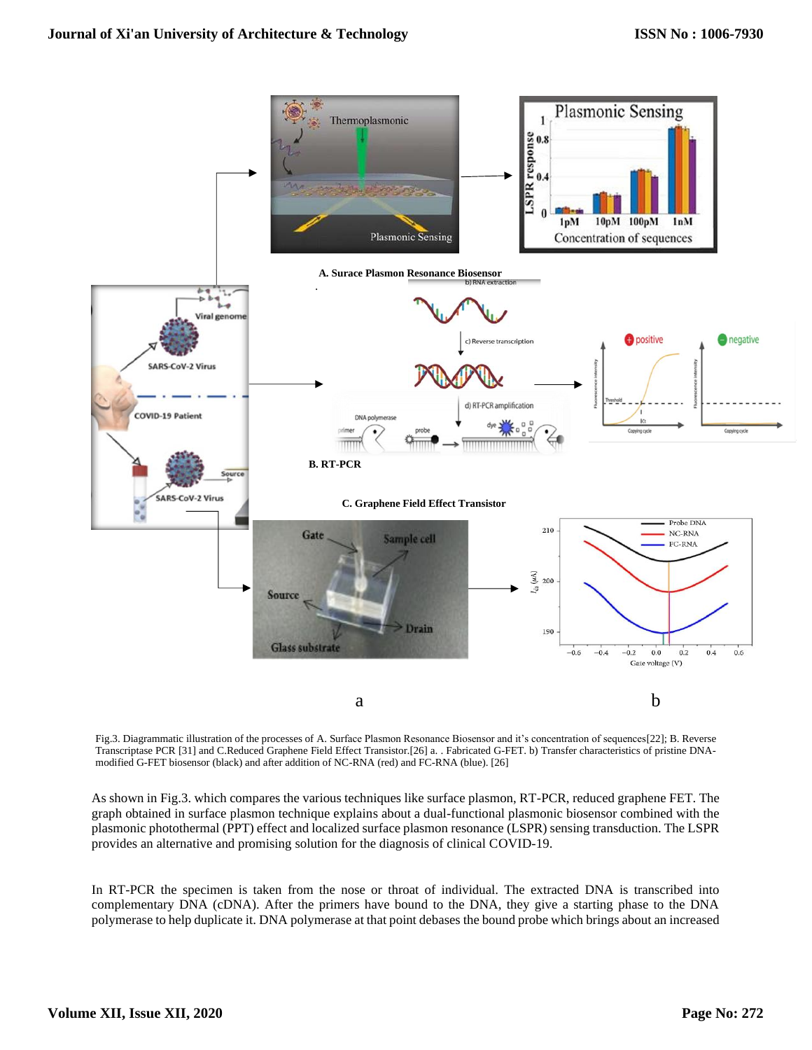Fig.3. Diagrammatic illustration of the processes of A. Surface Plasmon Resonance Biosensor and it's concentration of sequences[22]; B. Reverse Transcriptase PCR [31] and C.Reduced Graphene Field Effect Transistor.[26] a. . Fabricated G-FET. b) Transfer characteristics of pristine DNA-modified G-FET biosensor (black) and after addition of NC-RNA (red) and FC-RNA (blue). [26]

As shown in Fig.3. which compares the various techniques like surface plasmon, RT-PCR, reduced graphene FET. The graph obtained in surface plasmon technique explains about a dual-functional plasmonic biosensor combined with the plasmonic photothermal (PPT) effect and localized surface plasmon resonance (LSPR) sensing transduction. The LSPR provides an alternative and promising solution for the diagnosis of clinical COVID-19.

In RT-PCR the specimen is taken from the nose or throat of individual. The extracted DNA is transcribed into complementary DNA (cDNA). After the primers have bound to the DNA, they give a starting phase to the DNA polymerase to help duplicate it. DNA polymerase at that point debases the bound probe which brings about an increased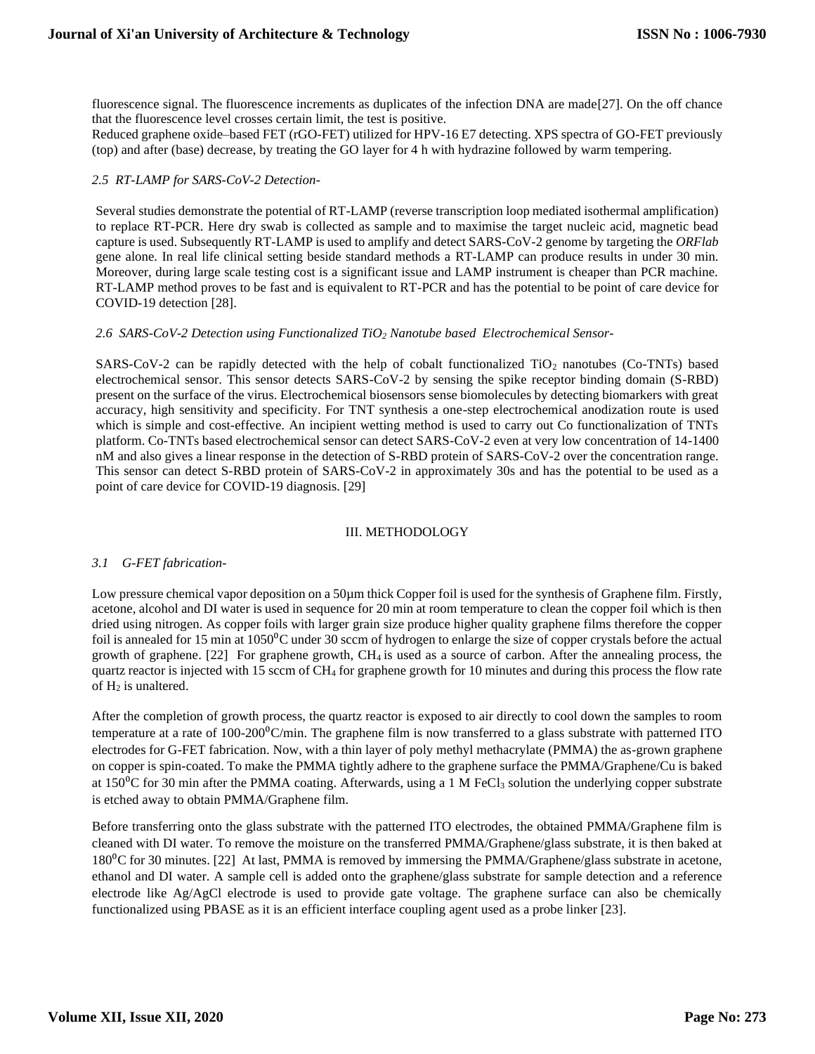fluorescence signal. The fluorescence increments as duplicates of the infection DNA are made[27]. On the off chance that the fluorescence level crosses certain limit, the test is positive.

Reduced graphene oxide–based FET (rGO-FET) utilized for HPV-16 E7 detecting. XPS spectra of GO-FET previously (top) and after (base) decrease, by treating the GO layer for 4 h with hydrazine followed by warm tempering.

### *2.5 RT-LAMP for SARS-CoV-2 Detection-*

Several studies demonstrate the potential of RT-LAMP (reverse transcription loop mediated isothermal amplification) to replace RT-PCR. Here dry swab is collected as sample and to maximise the target nucleic acid, magnetic bead capture is used. Subsequently RT-LAMP is used to amplify and detect SARS-CoV-2 genome by targeting the *ORFlab* gene alone. In real life clinical setting beside standard methods a RT-LAMP can produce results in under 30 min. Moreover, during large scale testing cost is a significant issue and LAMP instrument is cheaper than PCR machine. RT-LAMP method proves to be fast and is equivalent to RT-PCR and has the potential to be point of care device for COVID-19 detection [28].

### *2.6 SARS-CoV-2 Detection using Functionalized $TiO_2$ Nanotube based Electrochemical Sensor-*

SARS-CoV-2 can be rapidly detected with the help of cobalt functionalized $TiO_2$ nanotubes (Co-TNTs) based electrochemical sensor. This sensor detects SARS-CoV-2 by sensing the spike receptor binding domain (S-RBD) present on the surface of the virus. Electrochemical biosensors sense biomolecules by detecting biomarkers with great accuracy, high sensitivity and specificity. For TNT synthesis a one-step electrochemical anodization route is used which is simple and cost-effective. An incipient wetting method is used to carry out Co functionalization of TNTs platform. Co-TNTs based electrochemical sensor can detect SARS-CoV-2 even at very low concentration of 14-1400 nM and also gives a linear response in the detection of S-RBD protein of SARS-CoV-2 over the concentration range. This sensor can detect S-RBD protein of SARS-CoV-2 in approximately 30s and has the potential to be used as a point of care device for COVID-19 diagnosis. [29]

## III. METHODOLOGY

### *3.1 G-FET fabrication-*

Low pressure chemical vapor deposition on a 50µm thick Copper foil is used for the synthesis of Graphene film. Firstly, acetone, alcohol and DI water is used in sequence for 20 min at room temperature to clean the copper foil which is then dried using nitrogen. As copper foils with larger grain size produce higher quality graphene films therefore the copper foil is annealed for 15 min at $1050^0$C under 30 sccm of hydrogen to enlarge the size of copper crystals before the actual growth of graphene. [22] For graphene growth, $CH_4$ is used as a source of carbon. After the annealing process, the quartz reactor is injected with 15 sccm of $CH_4$ for graphene growth for 10 minutes and during this process the flow rate of $H_2$ is unaltered.

After the completion of growth process, the quartz reactor is exposed to air directly to cool down the samples to room temperature at a rate of 100-$200^0$C/min. The graphene film is now transferred to a glass substrate with patterned ITO electrodes for G-FET fabrication. Now, with a thin layer of poly methyl methacrylate (PMMA) the as-grown graphene on copper is spin-coated. To make the PMMA tightly adhere to the graphene surface the PMMA/Graphene/Cu is baked at $150^0$C for 30 min after the PMMA coating. Afterwards, using a 1 M $FeCl_3$ solution the underlying copper substrate is etched away to obtain PMMA/Graphene film.

Before transferring onto the glass substrate with the patterned ITO electrodes, the obtained PMMA/Graphene film is cleaned with DI water. To remove the moisture on the transferred PMMA/Graphene/glass substrate, it is then baked at $180^0$C for 30 minutes. [22] At last, PMMA is removed by immersing the PMMA/Graphene/glass substrate in acetone, ethanol and DI water. A sample cell is added onto the graphene/glass substrate for sample detection and a reference electrode like Ag/AgCl electrode is used to provide gate voltage. The graphene surface can also be chemically functionalized using PBASE as it is an efficient interface coupling agent used as a probe linker [23].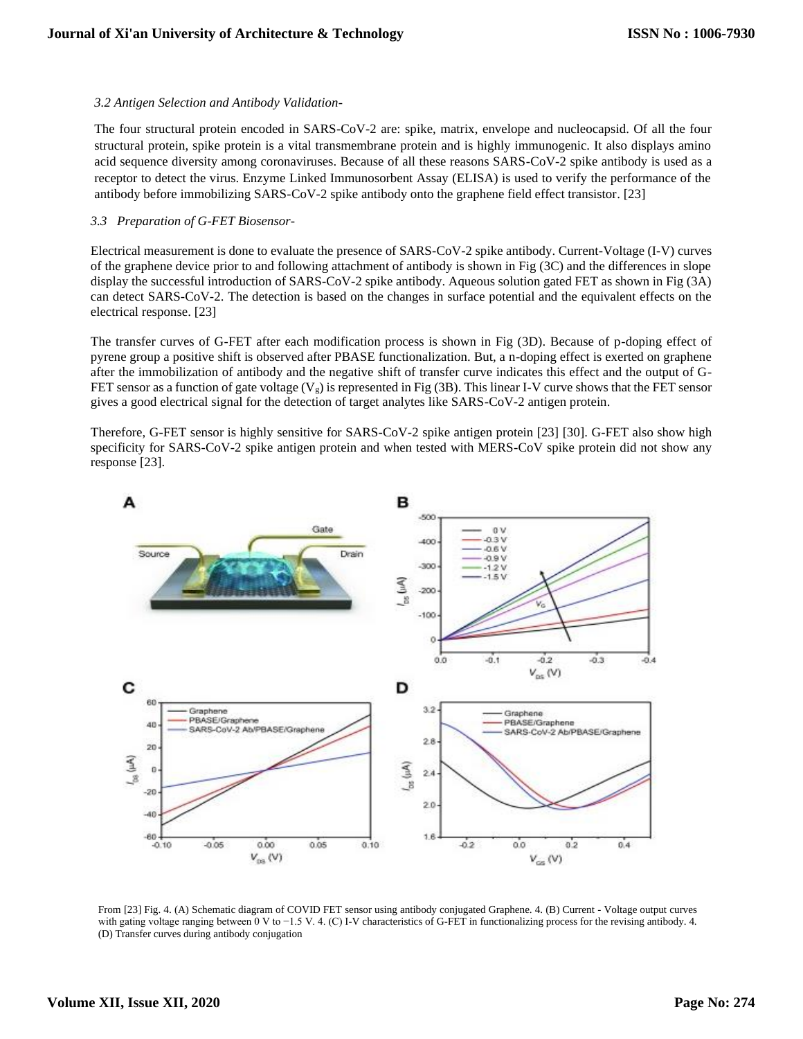*3.2 Antigen Selection and Antibody Validation-*

The four structural protein encoded in SARS-CoV-2 are: spike, matrix, envelope and nucleocapsid. Of all the four structural protein, spike protein is a vital transmembrane protein and is highly immunogenic. It also displays amino acid sequence diversity among coronaviruses. Because of all these reasons SARS-CoV-2 spike antibody is used as a receptor to detect the virus. Enzyme Linked Immunosorbent Assay (ELISA) is used to verify the performance of the antibody before immobilizing SARS-CoV-2 spike antibody onto the graphene field effect transistor. [23]

*3.3 Preparation of G-FET Biosensor-*

Electrical measurement is done to evaluate the presence of SARS-CoV-2 spike antibody. Current-Voltage (I-V) curves of the graphene device prior to and following attachment of antibody is shown in Fig (3C) and the differences in slope display the successful introduction of SARS-CoV-2 spike antibody. Aqueous solution gated FET as shown in Fig (3A) can detect SARS-CoV-2. The detection is based on the changes in surface potential and the equivalent effects on the electrical response. [23]

The transfer curves of G-FET after each modification process is shown in Fig (3D). Because of p-doping effect of pyrene group a positive shift is observed after PBASE functionalization. But, a n-doping effect is exerted on graphene after the immobilization of antibody and the negative shift of transfer curve indicates this effect and the output of G-FET sensor as a function of gate voltage ($V_g$) is represented in Fig (3B). This linear I-V curve shows that the FET sensor gives a good electrical signal for the detection of target analytes like SARS-CoV-2 antigen protein.

Therefore, G-FET sensor is highly sensitive for SARS-CoV-2 spike antigen protein [23] [30]. G-FET also show high specificity for SARS-CoV-2 spike antigen protein and when tested with MERS-CoV spike protein did not show any response [23].

From [23] Fig. 4. (A) Schematic diagram of COVID FET sensor using antibody conjugated Graphene. 4. (B) Current - Voltage output curves with gating voltage ranging between 0 V to −1.5 V. 4. (C) I-V characteristics of G-FET in functionalizing process for the revising antibody. 4. (D) Transfer curves during antibody conjugation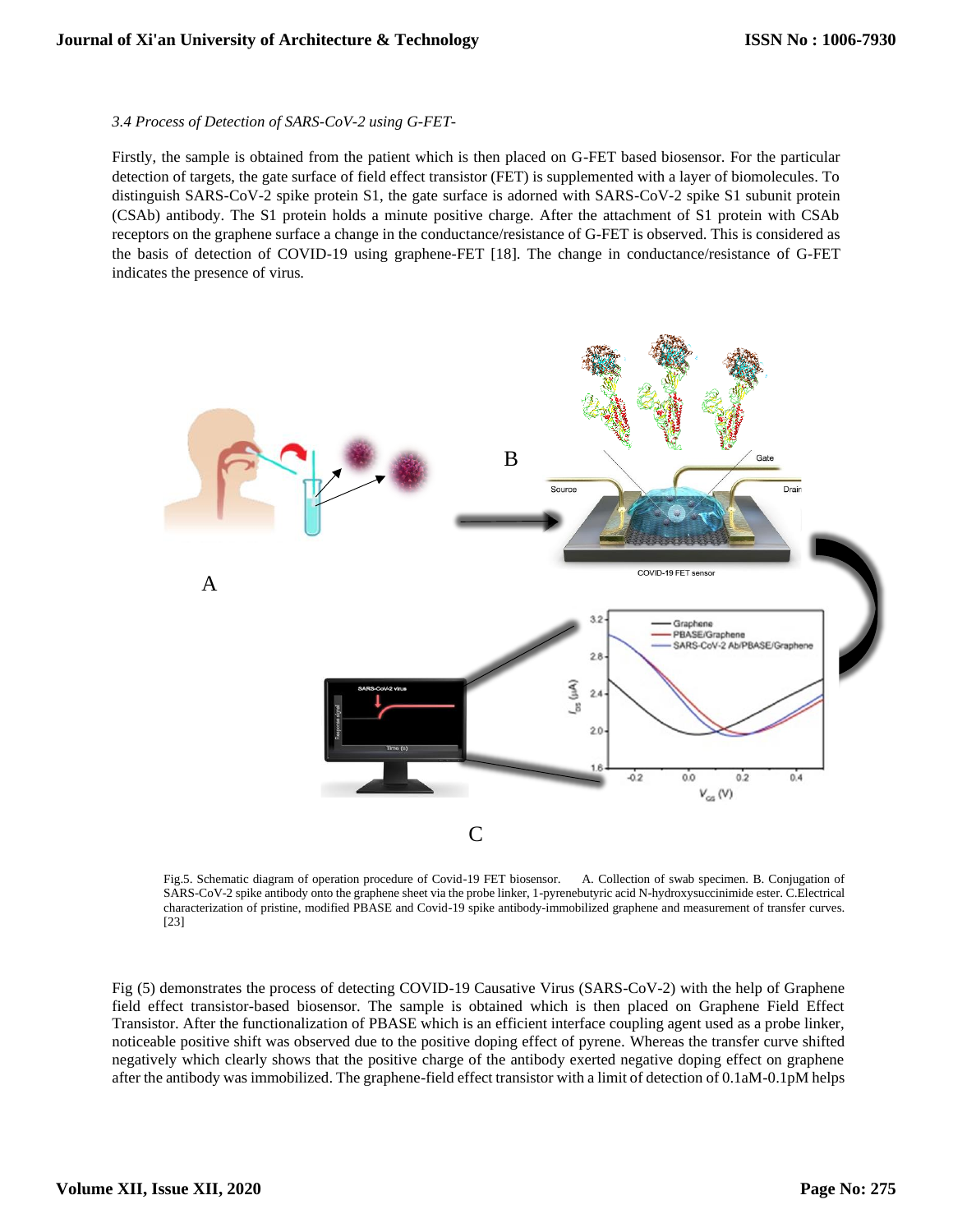*3.4 Process of Detection of SARS-CoV-2 using G-FET-*

Firstly, the sample is obtained from the patient which is then placed on G-FET based biosensor. For the particular detection of targets, the gate surface of field effect transistor (FET) is supplemented with a layer of biomolecules. To distinguish SARS-CoV-2 spike protein S1, the gate surface is adorned with SARS-CoV-2 spike S1 subunit protein (CSAb) antibody. The S1 protein holds a minute positive charge. After the attachment of S1 protein with CSAb receptors on the graphene surface a change in the conductance/resistance of G-FET is observed. This is considered as the basis of detection of COVID-19 using graphene-FET [18]. The change in conductance/resistance of G-FET indicates the presence of virus.

Fig.5. Schematic diagram of operation procedure of Covid-19 FET biosensor. A. Collection of swab specimen. B. Conjugation of SARS-CoV-2 spike antibody onto the graphene sheet via the probe linker, 1-pyrenebutyric acid N-hydroxysuccinimide ester. C.Electrical characterization of pristine, modified PBASE and Covid-19 spike antibody-immobilized graphene and measurement of transfer curves. [23]

Fig (5) demonstrates the process of detecting COVID-19 Causative Virus (SARS-CoV-2) with the help of Graphene field effect transistor-based biosensor. The sample is obtained which is then placed on Graphene Field Effect Transistor. After the functionalization of PBASE which is an efficient interface coupling agent used as a probe linker, noticeable positive shift was observed due to the positive doping effect of pyrene. Whereas the transfer curve shifted negatively which clearly shows that the positive charge of the antibody exerted negative doping effect on graphene after the antibody was immobilized. The graphene-field effect transistor with a limit of detection of 0.1aM-0.1pM helps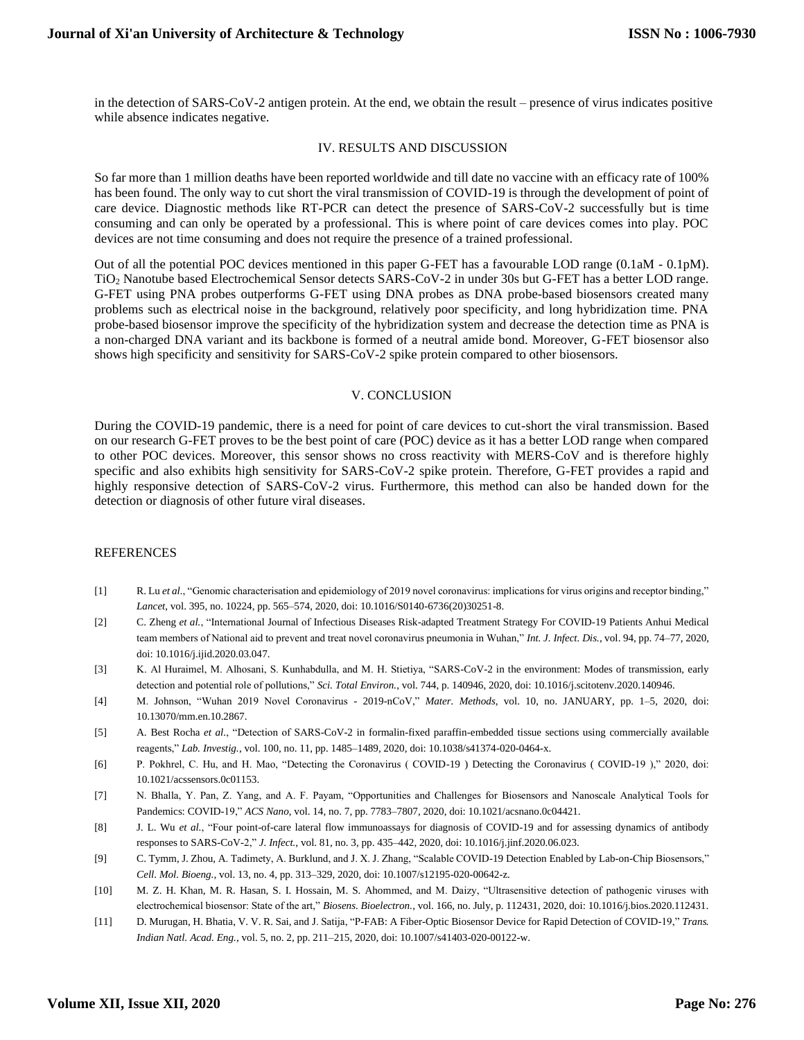in the detection of SARS-CoV-2 antigen protein. At the end, we obtain the result – presence of virus indicates positive while absence indicates negative.

## IV. RESULTS AND DISCUSSION

So far more than 1 million deaths have been reported worldwide and till date no vaccine with an efficacy rate of 100% has been found. The only way to cut short the viral transmission of COVID-19 is through the development of point of care device. Diagnostic methods like RT-PCR can detect the presence of SARS-CoV-2 successfully but is time consuming and can only be operated by a professional. This is where point of care devices comes into play. POC devices are not time consuming and does not require the presence of a trained professional.

Out of all the potential POC devices mentioned in this paper G-FET has a favourable LOD range (0.1aM - 0.1pM). $TiO_2$ Nanotube based Electrochemical Sensor detects SARS-CoV-2 in under 30s but G-FET has a better LOD range. G-FET using PNA probes outperforms G-FET using DNA probes as DNA probe-based biosensors created many problems such as electrical noise in the background, relatively poor specificity, and long hybridization time. PNA probe-based biosensor improve the specificity of the hybridization system and decrease the detection time as PNA is a non-charged DNA variant and its backbone is formed of a neutral amide bond. Moreover, G-FET biosensor also shows high specificity and sensitivity for SARS-CoV-2 spike protein compared to other biosensors.

## V. CONCLUSION

During the COVID-19 pandemic, there is a need for point of care devices to cut-short the viral transmission. Based on our research G-FET proves to be the best point of care (POC) device as it has a better LOD range when compared to other POC devices. Moreover, this sensor shows no cross reactivity with MERS-CoV and is therefore highly specific and also exhibits high sensitivity for SARS-CoV-2 spike protein. Therefore, G-FET provides a rapid and highly responsive detection of SARS-CoV-2 virus. Furthermore, this method can also be handed down for the detection or diagnosis of other future viral diseases.

## REFERENCES

[1] R. Lu *et al.*, "Genomic characterisation and epidemiology of 2019 novel coronavirus: implications for virus origins and receptor binding," *Lancet*, vol. 395, no. 10224, pp. 565–574, 2020, doi: 10.1016/S0140-6736(20)30251-8.

[2] C. Zheng *et al.*, "International Journal of Infectious Diseases Risk-adapted Treatment Strategy For COVID-19 Patients Anhui Medical team members of National aid to prevent and treat novel coronavirus pneumonia in Wuhan," *Int. J. Infect. Dis.*, vol. 94, pp. 74–77, 2020, doi: 10.1016/j.ijid.2020.03.047.

[3] K. Al Huraimel, M. Alhosani, S. Kunhabdulla, and M. H. Stietiya, "SARS-CoV-2 in the environment: Modes of transmission, early detection and potential role of pollutions," *Sci. Total Environ.*, vol. 744, p. 140946, 2020, doi: 10.1016/j.scitotenv.2020.140946.

[4] M. Johnson, "Wuhan 2019 Novel Coronavirus - 2019-nCoV," *Mater. Methods*, vol. 10, no. JANUARY, pp. 1–5, 2020, doi: 10.13070/mm.en.10.2867.

[5] A. Best Rocha *et al.*, "Detection of SARS-CoV-2 in formalin-fixed paraffin-embedded tissue sections using commercially available reagents," *Lab. Investig.*, vol. 100, no. 11, pp. 1485–1489, 2020, doi: 10.1038/s41374-020-0464-x.

[6] P. Pokhrel, C. Hu, and H. Mao, "Detecting the Coronavirus ( COVID-19 ) Detecting the Coronavirus ( COVID-19 )," 2020, doi: 10.1021/acssensors.0c01153.

[7] N. Bhalla, Y. Pan, Z. Yang, and A. F. Payam, "Opportunities and Challenges for Biosensors and Nanoscale Analytical Tools for Pandemics: COVID-19," *ACS Nano*, vol. 14, no. 7, pp. 7783–7807, 2020, doi: 10.1021/acsnano.0c04421.

[8] J. L. Wu *et al.*, "Four point-of-care lateral flow immunoassays for diagnosis of COVID-19 and for assessing dynamics of antibody responses to SARS-CoV-2," *J. Infect.*, vol. 81, no. 3, pp. 435–442, 2020, doi: 10.1016/j.jinf.2020.06.023.

[9] C. Tymm, J. Zhou, A. Tadimety, A. Burklund, and J. X. J. Zhang, "Scalable COVID-19 Detection Enabled by Lab-on-Chip Biosensors," *Cell. Mol. Bioeng.*, vol. 13, no. 4, pp. 313–329, 2020, doi: 10.1007/s12195-020-00642-z.

[10] M. Z. H. Khan, M. R. Hasan, S. I. Hossain, M. S. Ahommed, and M. Daizy, "Ultrasensitive detection of pathogenic viruses with electrochemical biosensor: State of the art," *Biosens. Bioelectron.*, vol. 166, no. July, p. 112431, 2020, doi: 10.1016/j.bios.2020.112431.

[11] D. Murugan, H. Bhatia, V. V. R. Sai, and J. Satija, "P-FAB: A Fiber-Optic Biosensor Device for Rapid Detection of COVID-19," *Trans. Indian Natl. Acad. Eng.*, vol. 5, no. 2, pp. 211–215, 2020, doi: 10.1007/s41403-020-00122-w.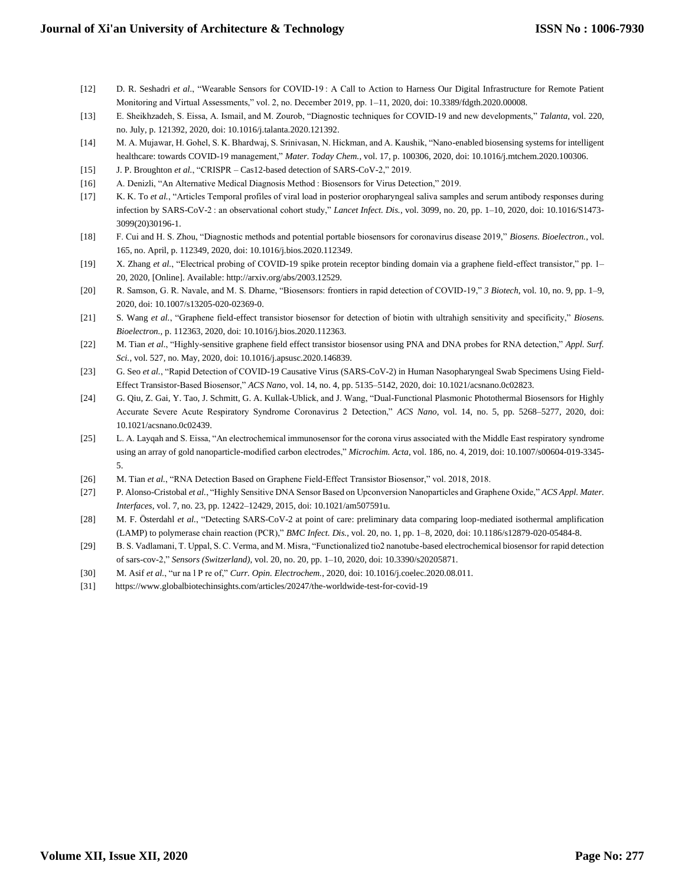[12] D. R. Seshadri *et al.*, "Wearable Sensors for COVID-19 : A Call to Action to Harness Our Digital Infrastructure for Remote Patient Monitoring and Virtual Assessments," vol. 2, no. December 2019, pp. 1–11, 2020, doi: 10.3389/fdgth.2020.00008.

[13] E. Sheikhzadeh, S. Eissa, A. Ismail, and M. Zourob, "Diagnostic techniques for COVID-19 and new developments," *Talanta*, vol. 220, no. July, p. 121392, 2020, doi: 10.1016/j.talanta.2020.121392.

[14] M. A. Mujawar, H. Gohel, S. K. Bhardwaj, S. Srinivasan, N. Hickman, and A. Kaushik, "Nano-enabled biosensing systems for intelligent healthcare: towards COVID-19 management," *Mater. Today Chem.*, vol. 17, p. 100306, 2020, doi: 10.1016/j.mtchem.2020.100306.

[15] J. P. Broughton *et al.*, "CRISPR – Cas12-based detection of SARS-CoV-2," 2019.

[16] A. Denizli, "An Alternative Medical Diagnosis Method : Biosensors for Virus Detection," 2019.

[17] K. K. To *et al.*, "Articles Temporal profiles of viral load in posterior oropharyngeal saliva samples and serum antibody responses during infection by SARS-CoV-2 : an observational cohort study," *Lancet Infect. Dis.*, vol. 3099, no. 20, pp. 1–10, 2020, doi: 10.1016/S1473-3099(20)30196-1.

[18] F. Cui and H. S. Zhou, "Diagnostic methods and potential portable biosensors for coronavirus disease 2019," *Biosens. Bioelectron.*, vol. 165, no. April, p. 112349, 2020, doi: 10.1016/j.bios.2020.112349.

[19] X. Zhang *et al.*, "Electrical probing of COVID-19 spike protein receptor binding domain via a graphene field-effect transistor," pp. 1–20, 2020, [Online]. Available: http://arxiv.org/abs/2003.12529.

[20] R. Samson, G. R. Navale, and M. S. Dharne, "Biosensors: frontiers in rapid detection of COVID-19," *3 Biotech*, vol. 10, no. 9, pp. 1–9, 2020, doi: 10.1007/s13205-020-02369-0.

[21] S. Wang *et al.*, "Graphene field-effect transistor biosensor for detection of biotin with ultrahigh sensitivity and specificity," *Biosens. Bioelectron.*, p. 112363, 2020, doi: 10.1016/j.bios.2020.112363.

[22] M. Tian *et al.*, "Highly-sensitive graphene field effect transistor biosensor using PNA and DNA probes for RNA detection," *Appl. Surf. Sci.*, vol. 527, no. May, 2020, doi: 10.1016/j.apsusc.2020.146839.

[23] G. Seo *et al.*, "Rapid Detection of COVID-19 Causative Virus (SARS-CoV-2) in Human Nasopharyngeal Swab Specimens Using Field-Effect Transistor-Based Biosensor," *ACS Nano*, vol. 14, no. 4, pp. 5135–5142, 2020, doi: 10.1021/acsnano.0c02823.

[24] G. Qiu, Z. Gai, Y. Tao, J. Schmitt, G. A. Kullak-Ublick, and J. Wang, "Dual-Functional Plasmonic Photothermal Biosensors for Highly Accurate Severe Acute Respiratory Syndrome Coronavirus 2 Detection," *ACS Nano*, vol. 14, no. 5, pp. 5268–5277, 2020, doi: 10.1021/acsnano.0c02439.

[25] L. A. Layqah and S. Eissa, "An electrochemical immunosensor for the corona virus associated with the Middle East respiratory syndrome using an array of gold nanoparticle-modified carbon electrodes," *Microchim. Acta*, vol. 186, no. 4, 2019, doi: 10.1007/s00604-019-3345-5.

[26] M. Tian *et al.*, "RNA Detection Based on Graphene Field-Effect Transistor Biosensor," vol. 2018, 2018.

[27] P. Alonso-Cristobal *et al.*, "Highly Sensitive DNA Sensor Based on Upconversion Nanoparticles and Graphene Oxide," *ACS Appl. Mater. Interfaces*, vol. 7, no. 23, pp. 12422–12429, 2015, doi: 10.1021/am507591u.

[28] M. F. Österdahl *et al.*, "Detecting SARS-CoV-2 at point of care: preliminary data comparing loop-mediated isothermal amplification (LAMP) to polymerase chain reaction (PCR)," *BMC Infect. Dis.*, vol. 20, no. 1, pp. 1–8, 2020, doi: 10.1186/s12879-020-05484-8.

[29] B. S. Vadlamani, T. Uppal, S. C. Verma, and M. Misra, "Functionalized tio2 nanotube-based electrochemical biosensor for rapid detection of sars-cov-2," *Sensors (Switzerland)*, vol. 20, no. 20, pp. 1–10, 2020, doi: 10.3390/s20205871.

[30] M. Asif *et al.*, "ur na l P re of," *Curr. Opin. Electrochem.*, 2020, doi: 10.1016/j.coelec.2020.08.011.

[31] https://www.globalbiotechinsights.com/articles/20247/the-worldwide-test-for-covid-19